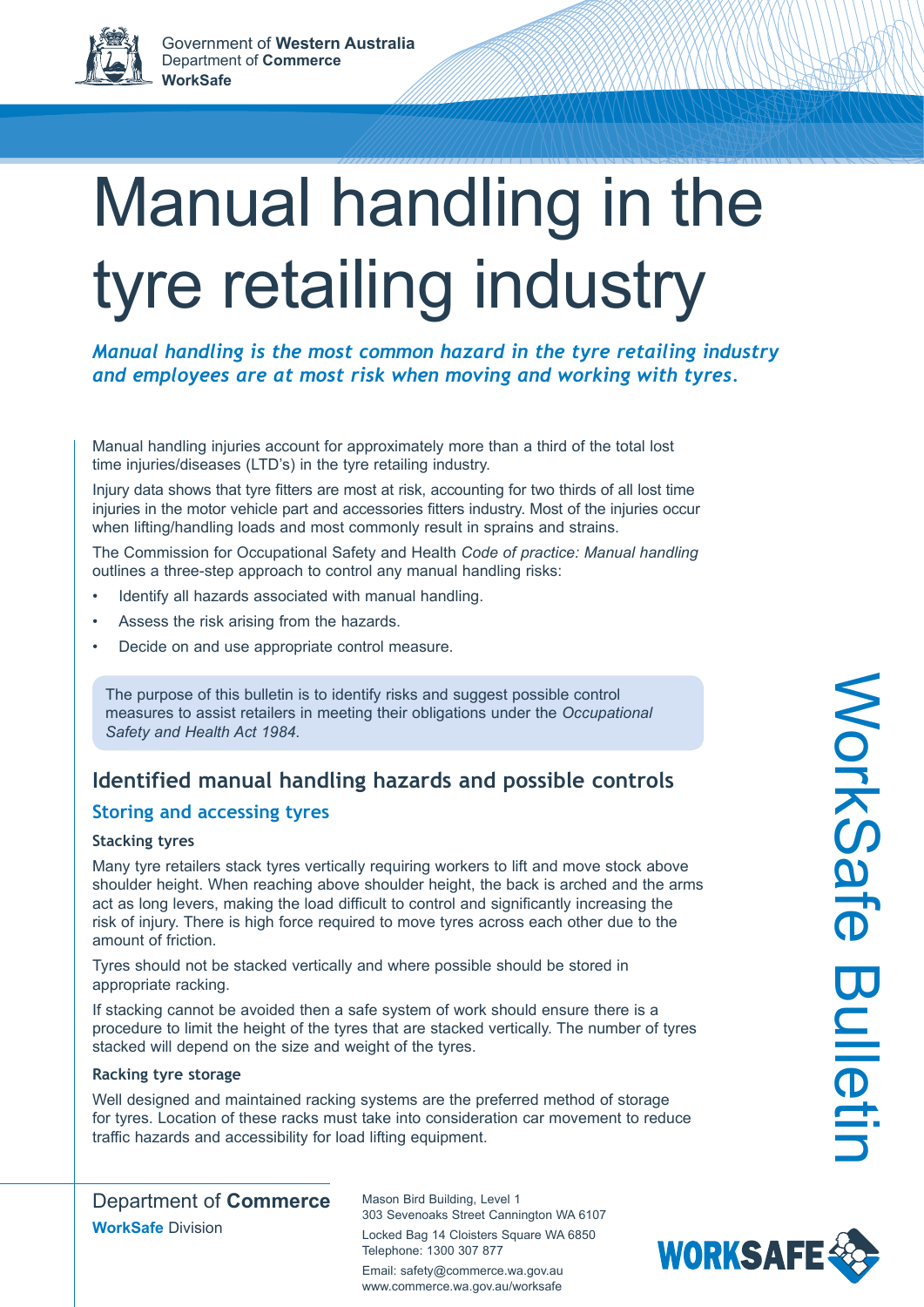Government of **Western Australia**
Department of **Commerce**
**WorkSafe**

# Manual handling in the tyre retailing industry

***Manual handling is the most common hazard in the tyre retailing industry and employees are at most risk when moving and working with tyres.***

Manual handling injuries account for approximately more than a third of the total lost time injuries/diseases (LTD's) in the tyre retailing industry.

Injury data shows that tyre fitters are most at risk, accounting for two thirds of all lost time injuries in the motor vehicle part and accessories fitters industry. Most of the injuries occur when lifting/handling loads and most commonly result in sprains and strains.

The Commission for Occupational Safety and Health *Code of practice: Manual handling* outlines a three-step approach to control any manual handling risks:

- Identify all hazards associated with manual handling.
- Assess the risk arising from the hazards.
- Decide on and use appropriate control measure.

The purpose of this bulletin is to identify risks and suggest possible control measures to assist retailers in meeting their obligations under the *Occupational Safety and Health Act 1984*.

## Identified manual handling hazards and possible controls

### Storing and accessing tyres

#### Stacking tyres

Many tyre retailers stack tyres vertically requiring workers to lift and move stock above shoulder height. When reaching above shoulder height, the back is arched and the arms act as long levers, making the load difficult to control and significantly increasing the risk of injury. There is high force required to move tyres across each other due to the amount of friction.

Tyres should not be stacked vertically and where possible should be stored in appropriate racking.

If stacking cannot be avoided then a safe system of work should ensure there is a procedure to limit the height of the tyres that are stacked vertically. The number of tyres stacked will depend on the size and weight of the tyres.

#### Racking tyre storage

Well designed and maintained racking systems are the preferred method of storage for tyres. Location of these racks must take into consideration car movement to reduce traffic hazards and accessibility for load lifting equipment.

WorkSafe Bulletin

Department of **Commerce**
**WorkSafe** Division

Mason Bird Building, Level 1
303 Sevenoaks Street Cannington WA 6107
Locked Bag 14 Cloisters Square WA 6850
Telephone: 1300 307 877
Email: safety@commerce.wa.gov.au
www.commerce.wa.gov.au/worksafe

WORKSAFE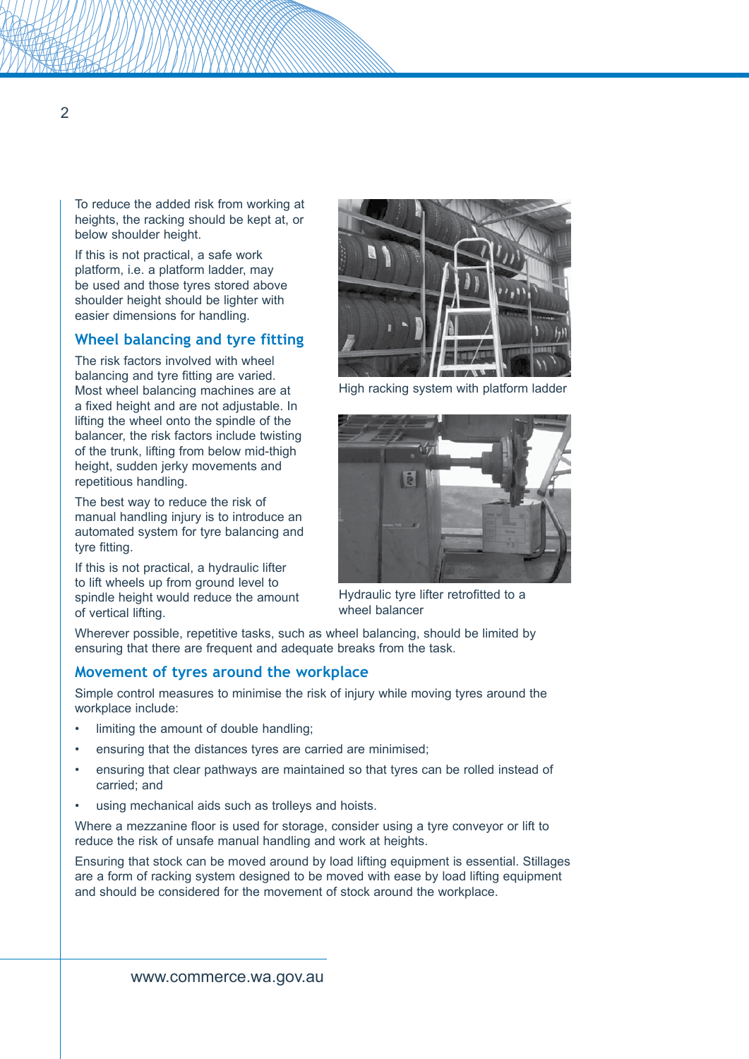To reduce the added risk from working at heights, the racking should be kept at, or below shoulder height.

If this is not practical, a safe work platform, i.e. a platform ladder, may be used and those tyres stored above shoulder height should be lighter with easier dimensions for handling.

## Wheel balancing and tyre fitting

The risk factors involved with wheel balancing and tyre fitting are varied. Most wheel balancing machines are at a fixed height and are not adjustable. In lifting the wheel onto the spindle of the balancer, the risk factors include twisting of the trunk, lifting from below mid-thigh height, sudden jerky movements and repetitious handling.

The best way to reduce the risk of manual handling injury is to introduce an automated system for tyre balancing and tyre fitting.

If this is not practical, a hydraulic lifter to lift wheels up from ground level to spindle height would reduce the amount of vertical lifting.

High racking system with platform ladder

Hydraulic tyre lifter retrofitted to a wheel balancer

Wherever possible, repetitive tasks, such as wheel balancing, should be limited by ensuring that there are frequent and adequate breaks from the task.

## Movement of tyres around the workplace

Simple control measures to minimise the risk of injury while moving tyres around the workplace include:

- limiting the amount of double handling;
- ensuring that the distances tyres are carried are minimised;
- ensuring that clear pathways are maintained so that tyres can be rolled instead of carried; and
- using mechanical aids such as trolleys and hoists.

Where a mezzanine floor is used for storage, consider using a tyre conveyor or lift to reduce the risk of unsafe manual handling and work at heights.

Ensuring that stock can be moved around by load lifting equipment is essential. Stillages are a form of racking system designed to be moved with ease by load lifting equipment and should be considered for the movement of stock around the workplace.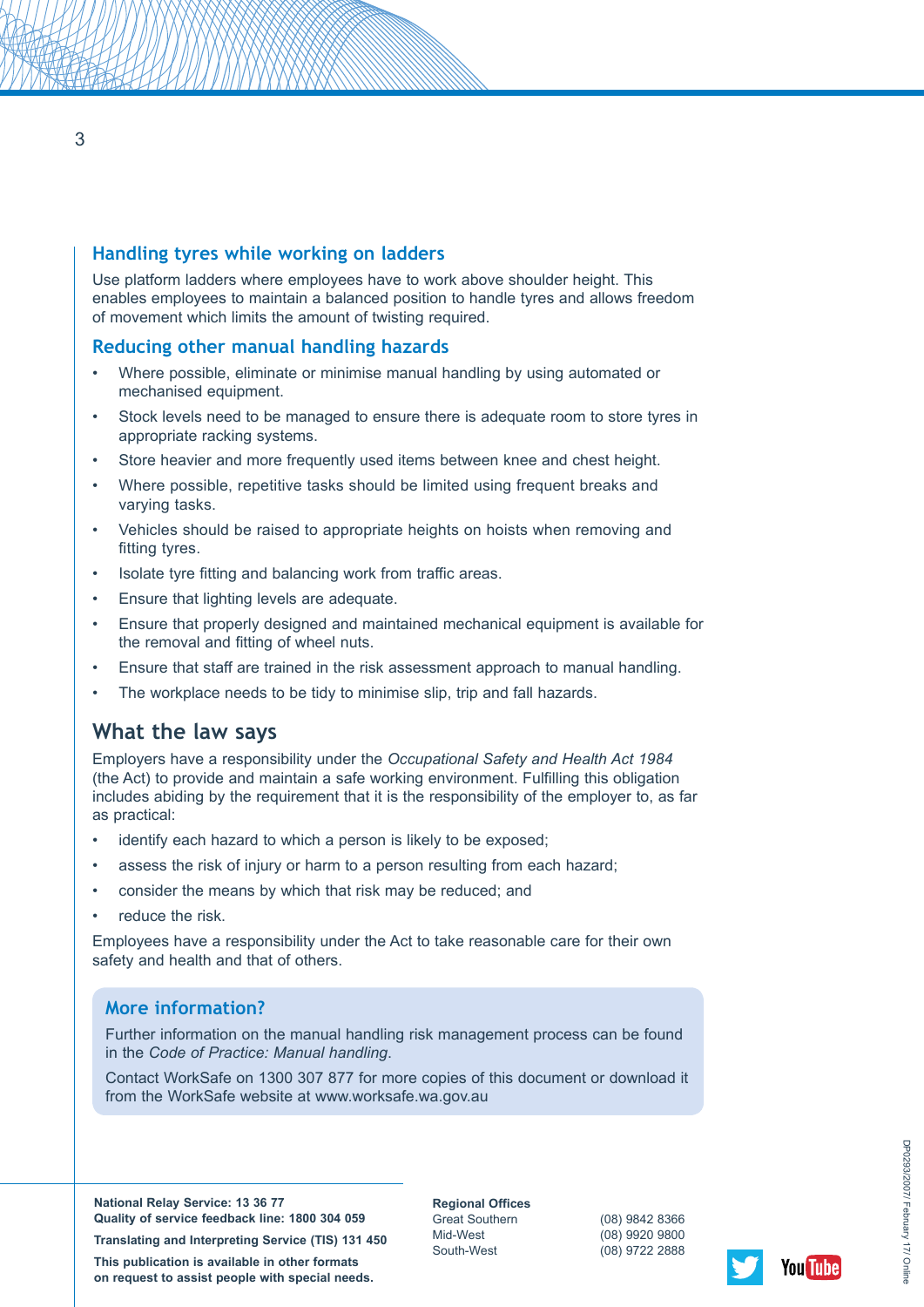## Handling tyres while working on ladders

Use platform ladders where employees have to work above shoulder height. This enables employees to maintain a balanced position to handle tyres and allows freedom of movement which limits the amount of twisting required.

## Reducing other manual handling hazards

- Where possible, eliminate or minimise manual handling by using automated or mechanised equipment.
- Stock levels need to be managed to ensure there is adequate room to store tyres in appropriate racking systems.
- Store heavier and more frequently used items between knee and chest height.
- Where possible, repetitive tasks should be limited using frequent breaks and varying tasks.
- Vehicles should be raised to appropriate heights on hoists when removing and fitting tyres.
- Isolate tyre fitting and balancing work from traffic areas.
- Ensure that lighting levels are adequate.
- Ensure that properly designed and maintained mechanical equipment is available for the removal and fitting of wheel nuts.
- Ensure that staff are trained in the risk assessment approach to manual handling.
- The workplace needs to be tidy to minimise slip, trip and fall hazards.

# What the law says

Employers have a responsibility under the *Occupational Safety and Health Act 1984* (the Act) to provide and maintain a safe working environment. Fulfilling this obligation includes abiding by the requirement that it is the responsibility of the employer to, as far as practical:

- identify each hazard to which a person is likely to be exposed;
- assess the risk of injury or harm to a person resulting from each hazard;
- consider the means by which that risk may be reduced; and
- reduce the risk.

Employees have a responsibility under the Act to take reasonable care for their own safety and health and that of others.

## More information?

Further information on the manual handling risk management process can be found in the *Code of Practice: Manual handling*.

Contact WorkSafe on 1300 307 877 for more copies of this document or download it from the WorkSafe website at www.worksafe.wa.gov.au

**National Relay Service: 13 36 77**
**Quality of service feedback line: 1800 304 059**

**Translating and Interpreting Service (TIS) 131 450**

**This publication is available in other formats on request to assist people with special needs.**

**Regional Offices**

| | |
|---|---|
| Great Southern | (08) 9842 8366 |
| Mid-West | (08) 9920 9800 |
| South-West | (08) 9722 2888 |

DP0293/2007/ February 17/ Online